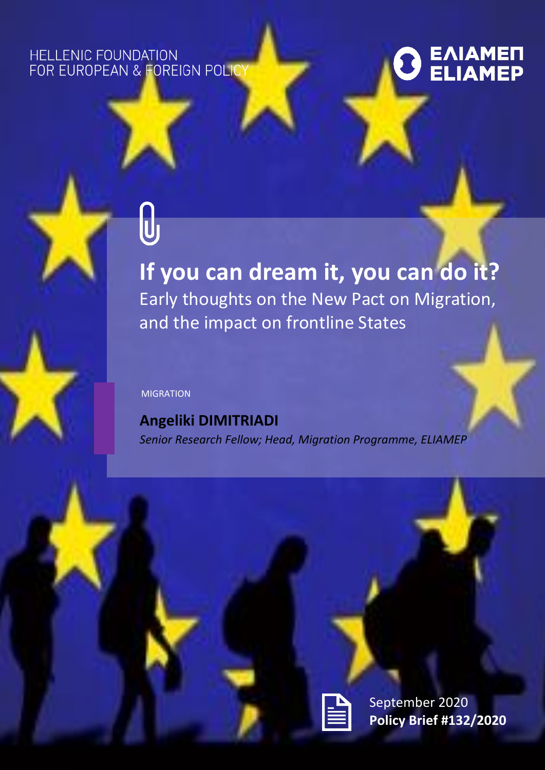HELLENIC FOUNDATION FOR EUROPEAN & FOREIGN POLICY

ΕΛΙΑΜΕΠ ELIAMEP

# If you can dream it, you can do it?

## Early thoughts on the New Pact on Migration, and the impact on frontline States

MIGRATION

**Angeliki DIMITRIADI**

*Senior Research Fellow; Head, Migration Programme, ELIAMEP*

September 2020

**Policy Brief #132/2020**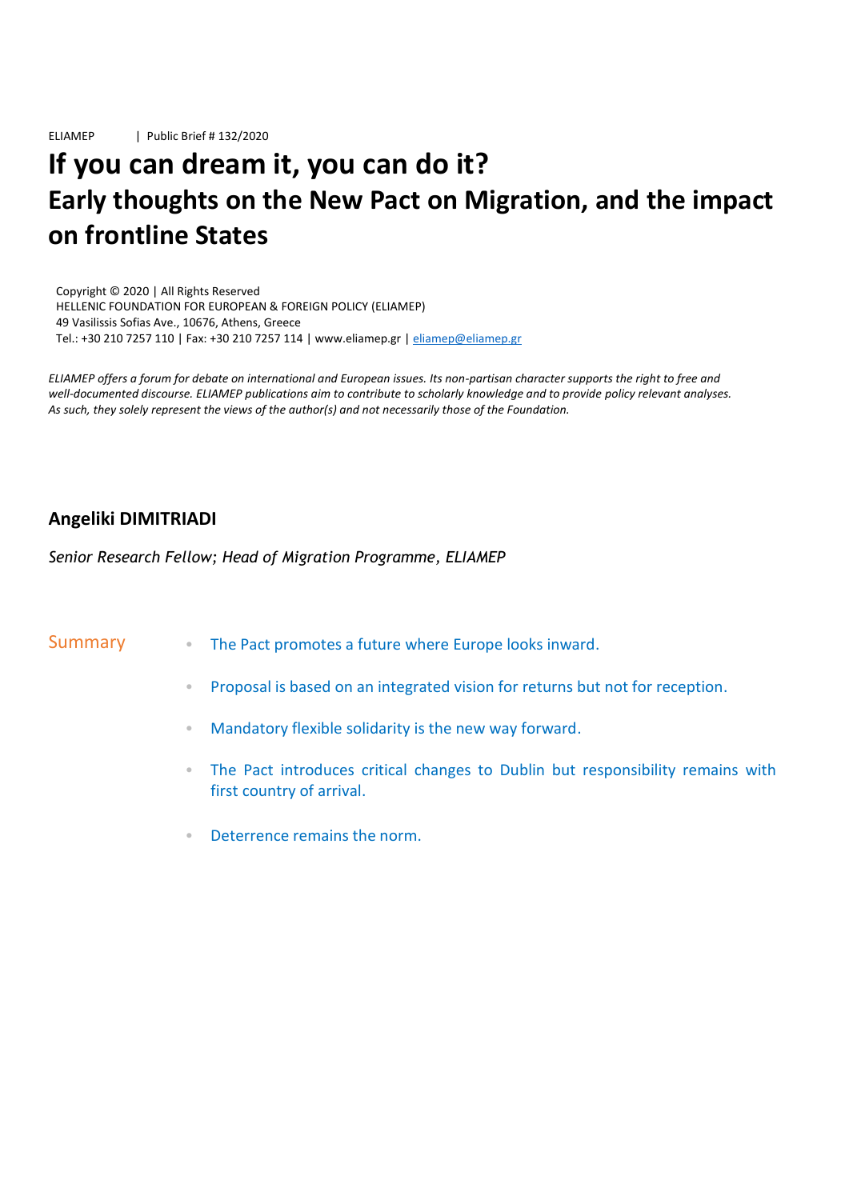ELIAMEP | Public Brief # 132/2020

# If you can dream it, you can do it?
# Early thoughts on the New Pact on Migration, and the impact on frontline States

Copyright © 2020 | All Rights Reserved
HELLENIC FOUNDATION FOR EUROPEAN & FOREIGN POLICY (ELIAMEP)
49 Vasilissis Sofias Ave., 10676, Athens, Greece
Tel.: +30 210 7257 110 | Fax: +30 210 7257 114 | www.eliamep.gr | eliamep@eliamep.gr

*ELIAMEP offers a forum for debate on international and European issues. Its non-partisan character supports the right to free and well-documented discourse. ELIAMEP publications aim to contribute to scholarly knowledge and to provide policy relevant analyses. As such, they solely represent the views of the author(s) and not necessarily those of the Foundation.*

**Angeliki DIMITRIADI**

*Senior Research Fellow; Head of Migration Programme, ELIAMEP*

## Summary

- The Pact promotes a future where Europe looks inward.
- Proposal is based on an integrated vision for returns but not for reception.
- Mandatory flexible solidarity is the new way forward.
- The Pact introduces critical changes to Dublin but responsibility remains with first country of arrival.
- Deterrence remains the norm.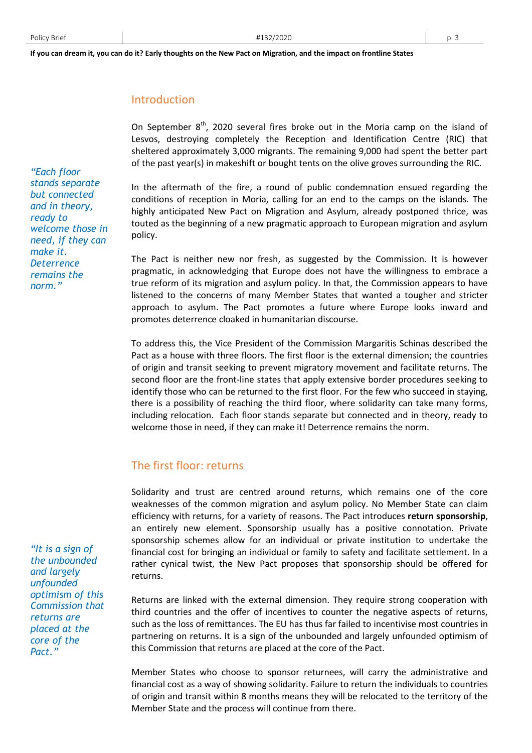## Introduction

On September 8th, 2020 several fires broke out in the Moria camp on the island of Lesvos, destroying completely the Reception and Identification Centre (RIC) that sheltered approximately 3,000 migrants. The remaining 9,000 had spent the better part of the past year(s) in makeshift or bought tents on the olive groves surrounding the RIC.

*"Each floor stands separate but connected and in theory, ready to welcome those in need, if they can make it. Deterrence remains the norm."*

In the aftermath of the fire, a round of public condemnation ensued regarding the conditions of reception in Moria, calling for an end to the camps on the islands. The highly anticipated New Pact on Migration and Asylum, already postponed thrice, was touted as the beginning of a new pragmatic approach to European migration and asylum policy.

The Pact is neither new nor fresh, as suggested by the Commission. It is however pragmatic, in acknowledging that Europe does not have the willingness to embrace a true reform of its migration and asylum policy. In that, the Commission appears to have listened to the concerns of many Member States that wanted a tougher and stricter approach to asylum. The Pact promotes a future where Europe looks inward and promotes deterrence cloaked in humanitarian discourse.

To address this, the Vice President of the Commission Margaritis Schinas described the Pact as a house with three floors. The first floor is the external dimension; the countries of origin and transit seeking to prevent migratory movement and facilitate returns. The second floor are the front-line states that apply extensive border procedures seeking to identify those who can be returned to the first floor. For the few who succeed in staying, there is a possibility of reaching the third floor, where solidarity can take many forms, including relocation. Each floor stands separate but connected and in theory, ready to welcome those in need, if they can make it! Deterrence remains the norm.

## The first floor: returns

Solidarity and trust are centred around returns, which remains one of the core weaknesses of the common migration and asylum policy. No Member State can claim efficiency with returns, for a variety of reasons. The Pact introduces **return sponsorship**, an entirely new element. Sponsorship usually has a positive connotation. Private sponsorship schemes allow for an individual or private institution to undertake the financial cost for bringing an individual or family to safety and facilitate settlement. In a rather cynical twist, the New Pact proposes that sponsorship should be offered for returns.

*"It is a sign of the unbounded and largely unfounded optimism of this Commission that returns are placed at the core of the Pact."*

Returns are linked with the external dimension. They require strong cooperation with third countries and the offer of incentives to counter the negative aspects of returns, such as the loss of remittances. The EU has thus far failed to incentivise most countries in partnering on returns. It is a sign of the unbounded and largely unfounded optimism of this Commission that returns are placed at the core of the Pact.

Member States who choose to sponsor returnees, will carry the administrative and financial cost as a way of showing solidarity. Failure to return the individuals to countries of origin and transit within 8 months means they will be relocated to the territory of the Member State and the process will continue from there.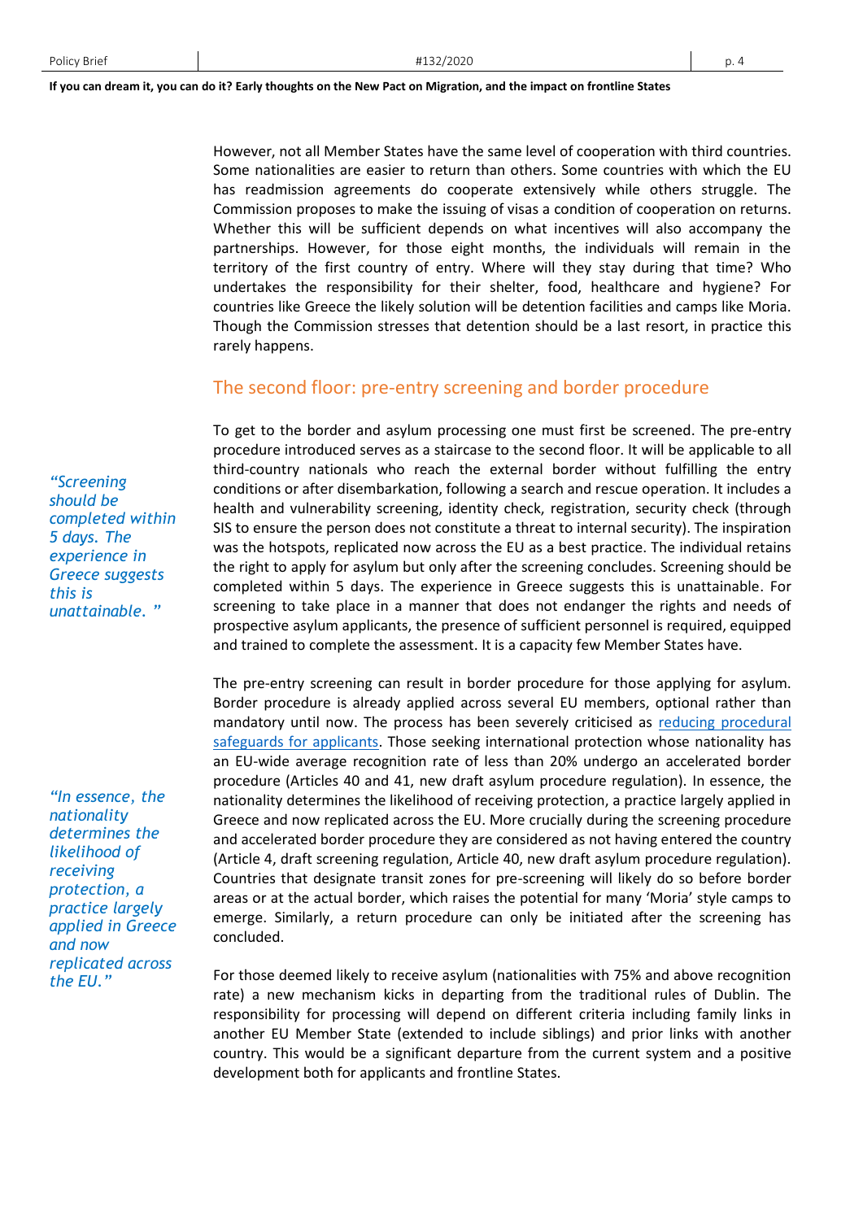However, not all Member States have the same level of cooperation with third countries. Some nationalities are easier to return than others. Some countries with which the EU has readmission agreements do cooperate extensively while others struggle. The Commission proposes to make the issuing of visas a condition of cooperation on returns. Whether this will be sufficient depends on what incentives will also accompany the partnerships. However, for those eight months, the individuals will remain in the territory of the first country of entry. Where will they stay during that time? Who undertakes the responsibility for their shelter, food, healthcare and hygiene? For countries like Greece the likely solution will be detention facilities and camps like Moria. Though the Commission stresses that detention should be a last resort, in practice this rarely happens.

## The second floor: pre-entry screening and border procedure

To get to the border and asylum processing one must first be screened. The pre-entry procedure introduced serves as a staircase to the second floor. It will be applicable to all third-country nationals who reach the external border without fulfilling the entry conditions or after disembarkation, following a search and rescue operation. It includes a health and vulnerability screening, identity check, registration, security check (through SIS to ensure the person does not constitute a threat to internal security). The inspiration was the hotspots, replicated now across the EU as a best practice. The individual retains the right to apply for asylum but only after the screening concludes. Screening should be completed within 5 days. The experience in Greece suggests this is unattainable. For screening to take place in a manner that does not endanger the rights and needs of prospective asylum applicants, the presence of sufficient personnel is required, equipped and trained to complete the assessment. It is a capacity few Member States have.

> *"Screening should be completed within 5 days. The experience in Greece suggests this is unattainable."*

The pre-entry screening can result in border procedure for those applying for asylum. Border procedure is already applied across several EU members, optional rather than mandatory until now. The process has been severely criticised as reducing procedural safeguards for applicants. Those seeking international protection whose nationality has an EU-wide average recognition rate of less than 20% undergo an accelerated border procedure (Articles 40 and 41, new draft asylum procedure regulation). In essence, the nationality determines the likelihood of receiving protection, a practice largely applied in Greece and now replicated across the EU. More crucially during the screening procedure and accelerated border procedure they are considered as not having entered the country (Article 4, draft screening regulation, Article 40, new draft asylum procedure regulation). Countries that designate transit zones for pre-screening will likely do so before border areas or at the actual border, which raises the potential for many 'Moria' style camps to emerge. Similarly, a return procedure can only be initiated after the screening has concluded.

> *"In essence, the nationality determines the likelihood of receiving protection, a practice largely applied in Greece and now replicated across the EU."*

For those deemed likely to receive asylum (nationalities with 75% and above recognition rate) a new mechanism kicks in departing from the traditional rules of Dublin. The responsibility for processing will depend on different criteria including family links in another EU Member State (extended to include siblings) and prior links with another country. This would be a significant departure from the current system and a positive development both for applicants and frontline States.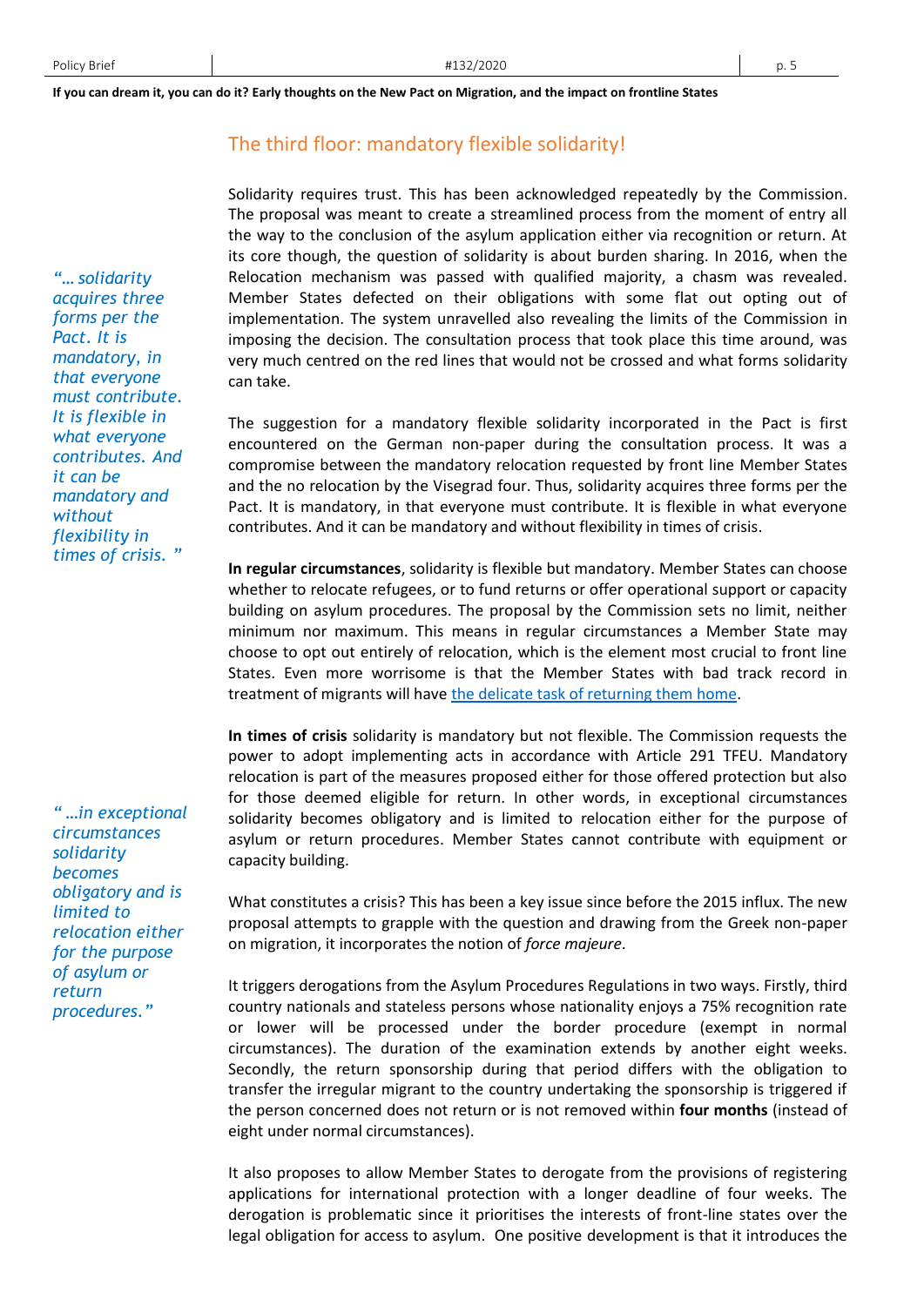## The third floor: mandatory flexible solidarity!

*"… solidarity acquires three forms per the Pact. It is mandatory, in that everyone must contribute. It is flexible in what everyone contributes. And it can be mandatory and without flexibility in times of crisis. "*

Solidarity requires trust. This has been acknowledged repeatedly by the Commission. The proposal was meant to create a streamlined process from the moment of entry all the way to the conclusion of the asylum application either via recognition or return. At its core though, the question of solidarity is about burden sharing. In 2016, when the Relocation mechanism was passed with qualified majority, a chasm was revealed. Member States defected on their obligations with some flat out opting out of implementation. The system unravelled also revealing the limits of the Commission in imposing the decision. The consultation process that took place this time around, was very much centred on the red lines that would not be crossed and what forms solidarity can take.

The suggestion for a mandatory flexible solidarity incorporated in the Pact is first encountered on the German non-paper during the consultation process. It was a compromise between the mandatory relocation requested by front line Member States and the no relocation by the Visegrad four. Thus, solidarity acquires three forms per the Pact. It is mandatory, in that everyone must contribute. It is flexible in what everyone contributes. And it can be mandatory and without flexibility in times of crisis.

**In regular circumstances**, solidarity is flexible but mandatory. Member States can choose whether to relocate refugees, or to fund returns or offer operational support or capacity building on asylum procedures. The proposal by the Commission sets no limit, neither minimum nor maximum. This means in regular circumstances a Member State may choose to opt out entirely of relocation, which is the element most crucial to front line States. Even more worrisome is that the Member States with bad track record in treatment of migrants will have the delicate task of returning them home.

*" …in exceptional circumstances solidarity becomes obligatory and is limited to relocation either for the purpose of asylum or return procedures."*

**In times of crisis** solidarity is mandatory but not flexible. The Commission requests the power to adopt implementing acts in accordance with Article 291 TFEU. Mandatory relocation is part of the measures proposed either for those offered protection but also for those deemed eligible for return. In other words, in exceptional circumstances solidarity becomes obligatory and is limited to relocation either for the purpose of asylum or return procedures. Member States cannot contribute with equipment or capacity building.

What constitutes a crisis? This has been a key issue since before the 2015 influx. The new proposal attempts to grapple with the question and drawing from the Greek non-paper on migration, it incorporates the notion of *force majeure*.

It triggers derogations from the Asylum Procedures Regulations in two ways. Firstly, third country nationals and stateless persons whose nationality enjoys a 75% recognition rate or lower will be processed under the border procedure (exempt in normal circumstances). The duration of the examination extends by another eight weeks. Secondly, the return sponsorship during that period differs with the obligation to transfer the irregular migrant to the country undertaking the sponsorship is triggered if the person concerned does not return or is not removed within **four months** (instead of eight under normal circumstances).

It also proposes to allow Member States to derogate from the provisions of registering applications for international protection with a longer deadline of four weeks. The derogation is problematic since it prioritises the interests of front-line states over the legal obligation for access to asylum. One positive development is that it introduces the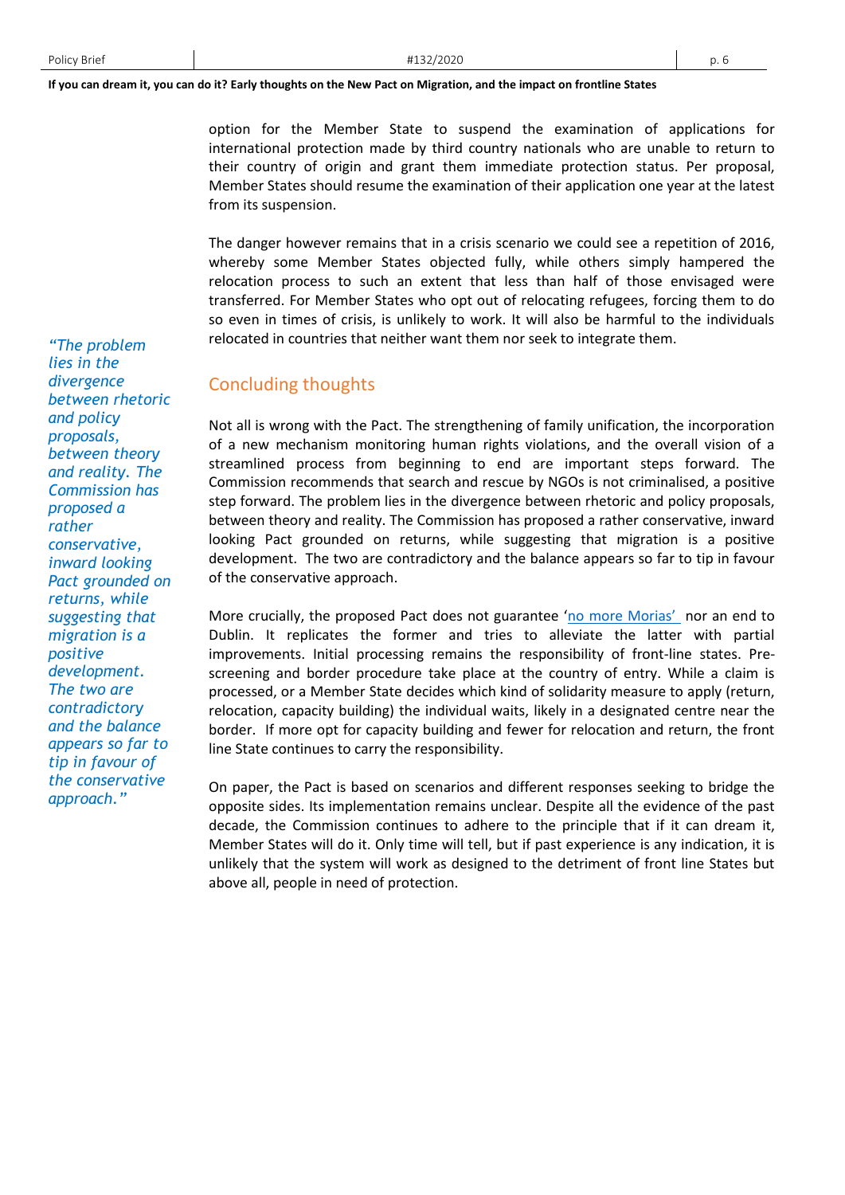option for the Member State to suspend the examination of applications for international protection made by third country nationals who are unable to return to their country of origin and grant them immediate protection status. Per proposal, Member States should resume the examination of their application one year at the latest from its suspension.

The danger however remains that in a crisis scenario we could see a repetition of 2016, whereby some Member States objected fully, while others simply hampered the relocation process to such an extent that less than half of those envisaged were transferred. For Member States who opt out of relocating refugees, forcing them to do so even in times of crisis, is unlikely to work. It will also be harmful to the individuals relocated in countries that neither want them nor seek to integrate them.

*"The problem lies in the divergence between rhetoric and policy proposals, between theory and reality. The Commission has proposed a rather conservative, inward looking Pact grounded on returns, while suggesting that migration is a positive development. The two are contradictory and the balance appears so far to tip in favour of the conservative approach."*

## Concluding thoughts

Not all is wrong with the Pact. The strengthening of family unification, the incorporation of a new mechanism monitoring human rights violations, and the overall vision of a streamlined process from beginning to end are important steps forward. The Commission recommends that search and rescue by NGOs is not criminalised, a positive step forward. The problem lies in the divergence between rhetoric and policy proposals, between theory and reality. The Commission has proposed a rather conservative, inward looking Pact grounded on returns, while suggesting that migration is a positive development. The two are contradictory and the balance appears so far to tip in favour of the conservative approach.

More crucially, the proposed Pact does not guarantee 'no more Morias' nor an end to Dublin. It replicates the former and tries to alleviate the latter with partial improvements. Initial processing remains the responsibility of front-line states. Pre-screening and border procedure take place at the country of entry. While a claim is processed, or a Member State decides which kind of solidarity measure to apply (return, relocation, capacity building) the individual waits, likely in a designated centre near the border. If more opt for capacity building and fewer for relocation and return, the front line State continues to carry the responsibility.

On paper, the Pact is based on scenarios and different responses seeking to bridge the opposite sides. Its implementation remains unclear. Despite all the evidence of the past decade, the Commission continues to adhere to the principle that if it can dream it, Member States will do it. Only time will tell, but if past experience is any indication, it is unlikely that the system will work as designed to the detriment of front line States but above all, people in need of protection.